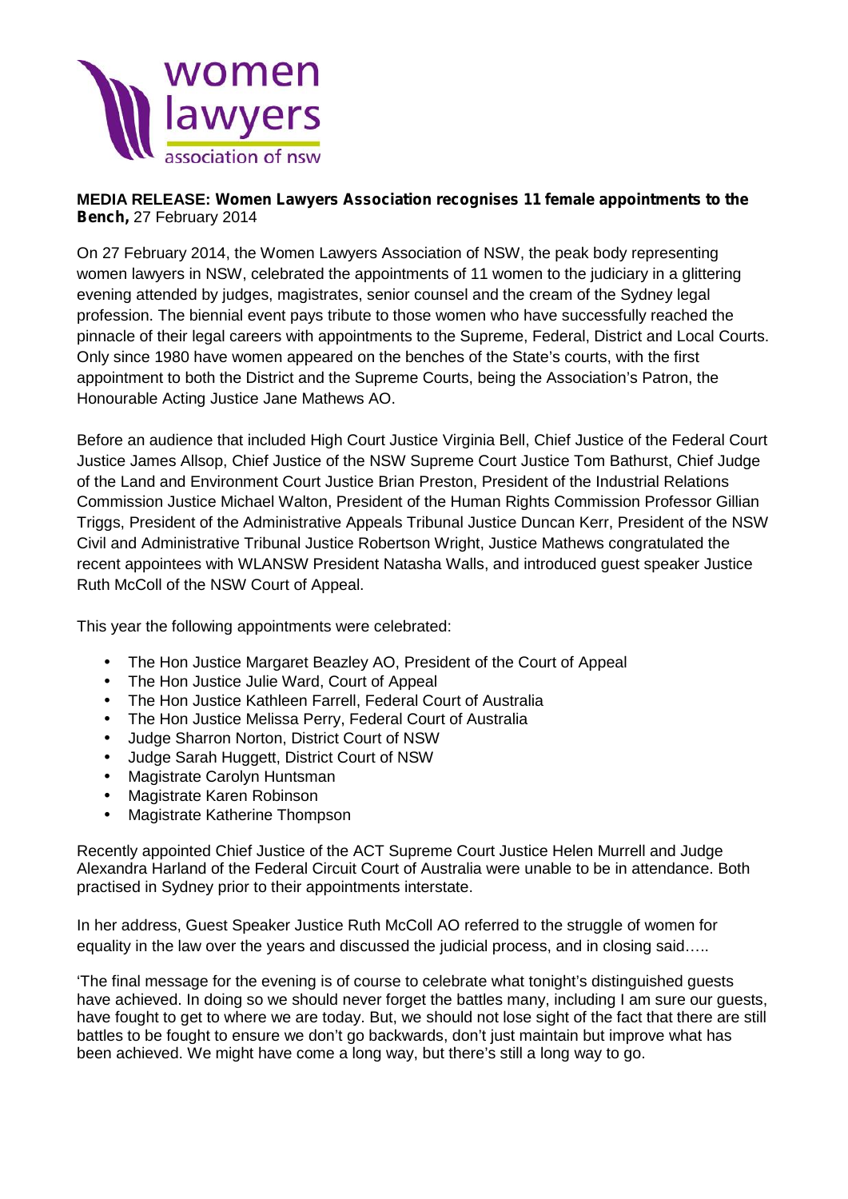women lawyers association of nsw

**MEDIA RELEASE: Women Lawyers Association recognises 11 female appointments to the Bench,** 27 February 2014

On 27 February 2014, the Women Lawyers Association of NSW, the peak body representing women lawyers in NSW, celebrated the appointments of 11 women to the judiciary in a glittering evening attended by judges, magistrates, senior counsel and the cream of the Sydney legal profession. The biennial event pays tribute to those women who have successfully reached the pinnacle of their legal careers with appointments to the Supreme, Federal, District and Local Courts. Only since 1980 have women appeared on the benches of the State's courts, with the first appointment to both the District and the Supreme Courts, being the Association's Patron, the Honourable Acting Justice Jane Mathews AO.

Before an audience that included High Court Justice Virginia Bell, Chief Justice of the Federal Court Justice James Allsop, Chief Justice of the NSW Supreme Court Justice Tom Bathurst, Chief Judge of the Land and Environment Court Justice Brian Preston, President of the Industrial Relations Commission Justice Michael Walton, President of the Human Rights Commission Professor Gillian Triggs, President of the Administrative Appeals Tribunal Justice Duncan Kerr, President of the NSW Civil and Administrative Tribunal Justice Robertson Wright, Justice Mathews congratulated the recent appointees with WLANSW President Natasha Walls, and introduced guest speaker Justice Ruth McColl of the NSW Court of Appeal.

This year the following appointments were celebrated:

- The Hon Justice Margaret Beazley AO, President of the Court of Appeal
- The Hon Justice Julie Ward, Court of Appeal
- The Hon Justice Kathleen Farrell, Federal Court of Australia
- The Hon Justice Melissa Perry, Federal Court of Australia
- Judge Sharron Norton, District Court of NSW
- Judge Sarah Huggett, District Court of NSW
- Magistrate Carolyn Huntsman
- Magistrate Karen Robinson
- Magistrate Katherine Thompson

Recently appointed Chief Justice of the ACT Supreme Court Justice Helen Murrell and Judge Alexandra Harland of the Federal Circuit Court of Australia were unable to be in attendance. Both practised in Sydney prior to their appointments interstate.

In her address, Guest Speaker Justice Ruth McColl AO referred to the struggle of women for equality in the law over the years and discussed the judicial process, and in closing said…..

'The final message for the evening is of course to celebrate what tonight's distinguished guests have achieved. In doing so we should never forget the battles many, including I am sure our guests, have fought to get to where we are today. But, we should not lose sight of the fact that there are still battles to be fought to ensure we don't go backwards, don't just maintain but improve what has been achieved. We might have come a long way, but there's still a long way to go.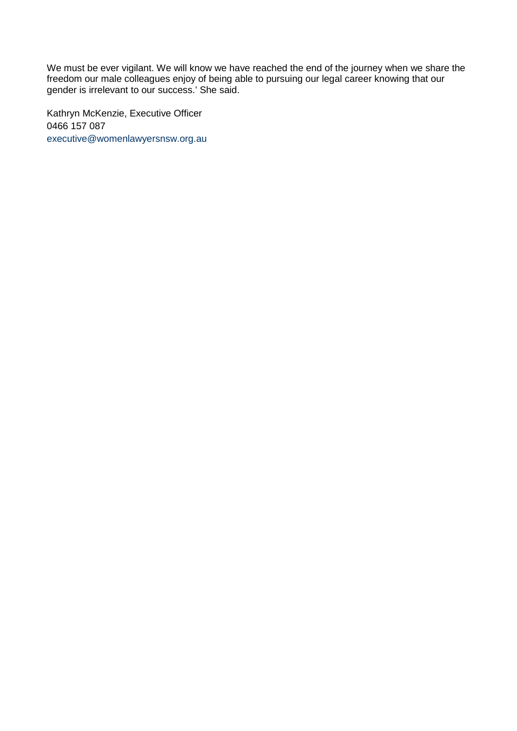We must be ever vigilant. We will know we have reached the end of the journey when we share the freedom our male colleagues enjoy of being able to pursuing our legal career knowing that our gender is irrelevant to our success.' She said.

Kathryn McKenzie, Executive Officer
0466 157 087
executive@womenlawyersnsw.org.au